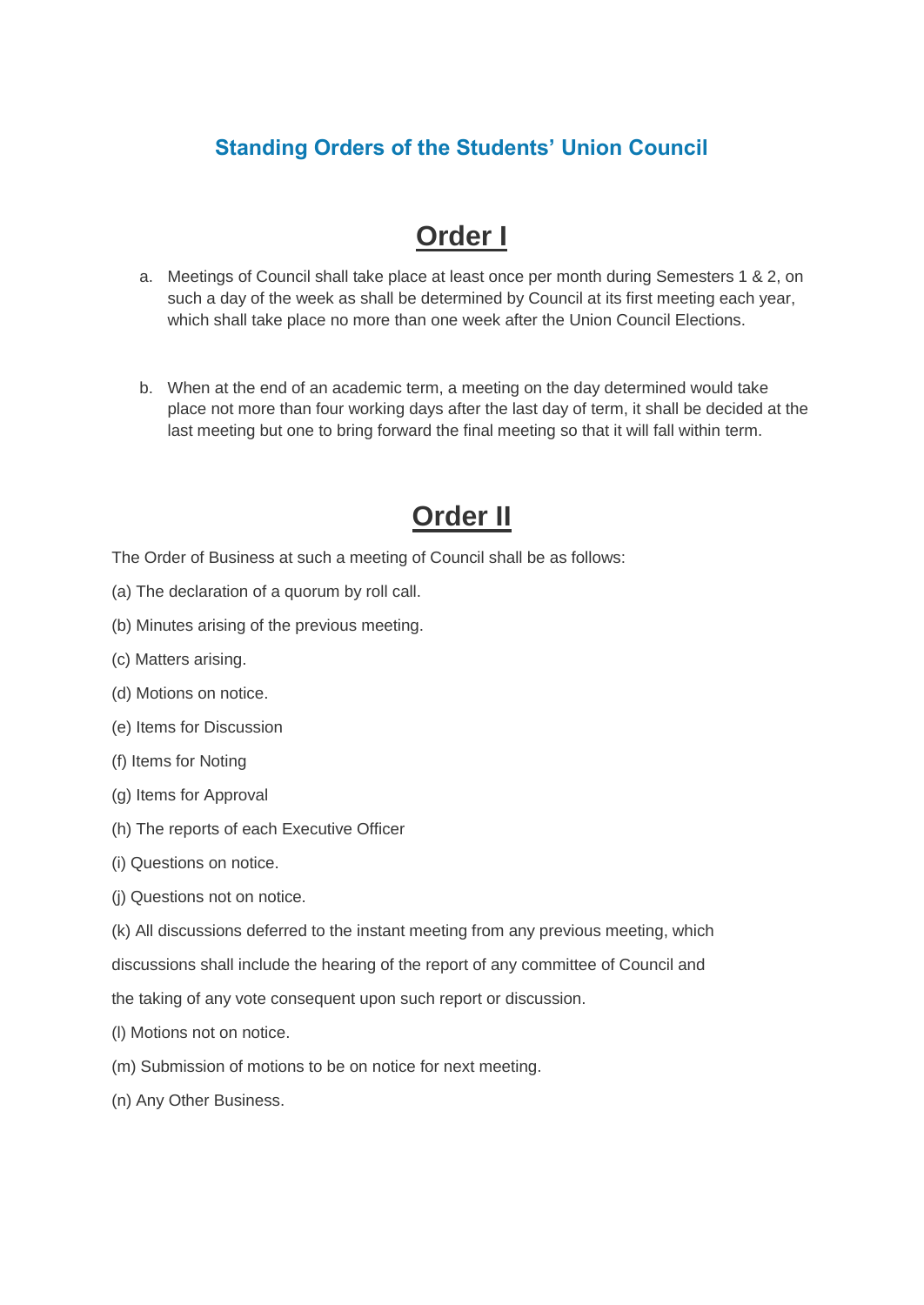# Standing Orders of the Students' Union Council

## Order I

a. Meetings of Council shall take place at least once per month during Semesters 1 & 2, on such a day of the week as shall be determined by Council at its first meeting each year, which shall take place no more than one week after the Union Council Elections.

b. When at the end of an academic term, a meeting on the day determined would take place not more than four working days after the last day of term, it shall be decided at the last meeting but one to bring forward the final meeting so that it will fall within term.

## Order II

The Order of Business at such a meeting of Council shall be as follows:

(a) The declaration of a quorum by roll call.

(b) Minutes arising of the previous meeting.

(c) Matters arising.

(d) Motions on notice.

(e) Items for Discussion

(f) Items for Noting

(g) Items for Approval

(h) The reports of each Executive Officer

(i) Questions on notice.

(j) Questions not on notice.

(k) All discussions deferred to the instant meeting from any previous meeting, which discussions shall include the hearing of the report of any committee of Council and the taking of any vote consequent upon such report or discussion.

(l) Motions not on notice.

(m) Submission of motions to be on notice for next meeting.

(n) Any Other Business.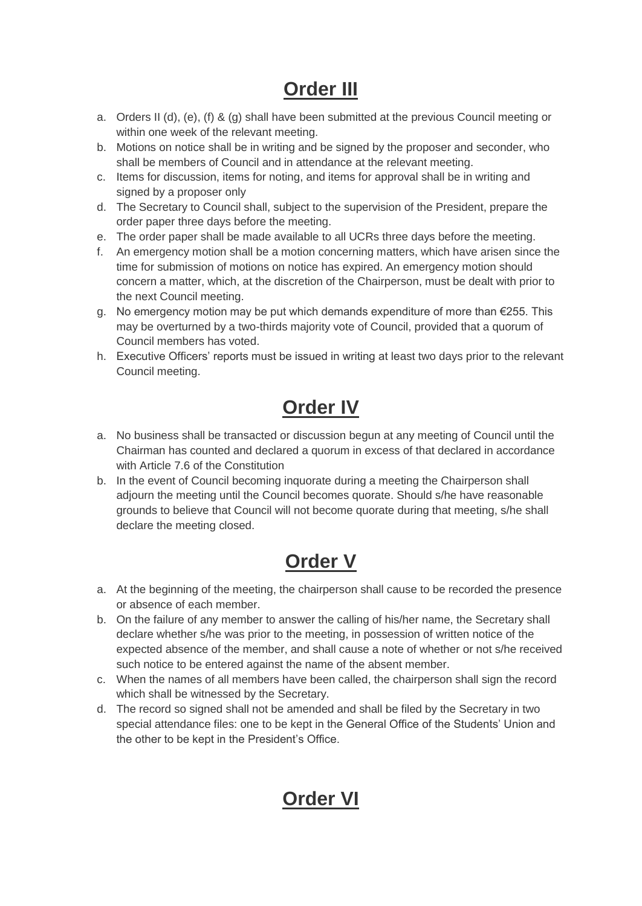# Order III

a. Orders II (d), (e), (f) & (g) shall have been submitted at the previous Council meeting or within one week of the relevant meeting.
b. Motions on notice shall be in writing and be signed by the proposer and seconder, who shall be members of Council and in attendance at the relevant meeting.
c. Items for discussion, items for noting, and items for approval shall be in writing and signed by a proposer only
d. The Secretary to Council shall, subject to the supervision of the President, prepare the order paper three days before the meeting.
e. The order paper shall be made available to all UCRs three days before the meeting.
f. An emergency motion shall be a motion concerning matters, which have arisen since the time for submission of motions on notice has expired. An emergency motion should concern a matter, which, at the discretion of the Chairperson, must be dealt with prior to the next Council meeting.
g. No emergency motion may be put which demands expenditure of more than €255. This may be overturned by a two-thirds majority vote of Council, provided that a quorum of Council members has voted.
h. Executive Officers' reports must be issued in writing at least two days prior to the relevant Council meeting.

# Order IV

a. No business shall be transacted or discussion begun at any meeting of Council until the Chairman has counted and declared a quorum in excess of that declared in accordance with Article 7.6 of the Constitution
b. In the event of Council becoming inquorate during a meeting the Chairperson shall adjourn the meeting until the Council becomes quorate. Should s/he have reasonable grounds to believe that Council will not become quorate during that meeting, s/he shall declare the meeting closed.

# Order V

a. At the beginning of the meeting, the chairperson shall cause to be recorded the presence or absence of each member.
b. On the failure of any member to answer the calling of his/her name, the Secretary shall declare whether s/he was prior to the meeting, in possession of written notice of the expected absence of the member, and shall cause a note of whether or not s/he received such notice to be entered against the name of the absent member.
c. When the names of all members have been called, the chairperson shall sign the record which shall be witnessed by the Secretary.
d. The record so signed shall not be amended and shall be filed by the Secretary in two special attendance files: one to be kept in the General Office of the Students' Union and the other to be kept in the President's Office.

# Order VI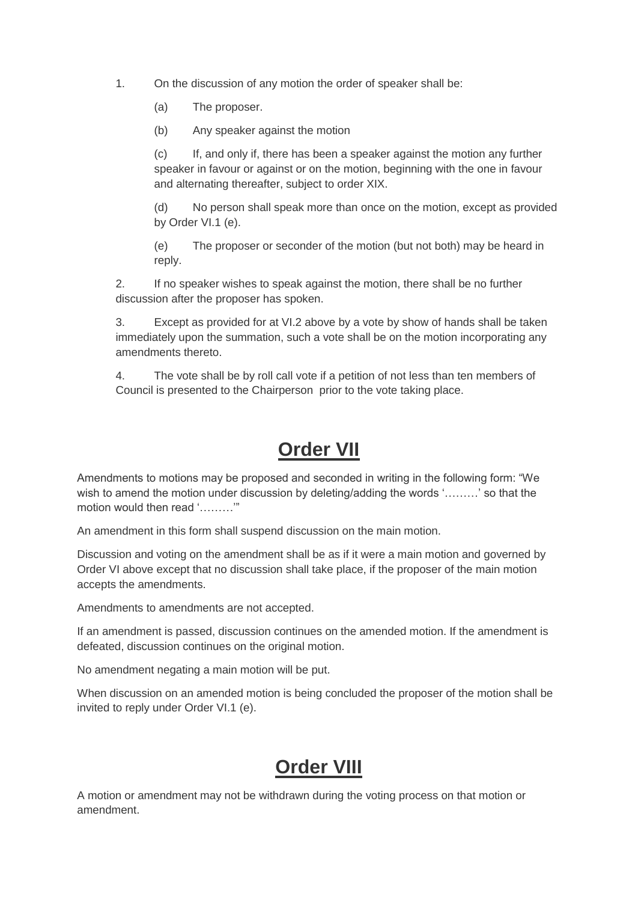1. On the discussion of any motion the order of speaker shall be:

   (a) The proposer.

   (b) Any speaker against the motion

   (c) If, and only if, there has been a speaker against the motion any further speaker in favour or against or on the motion, beginning with the one in favour and alternating thereafter, subject to order XIX.

   (d) No person shall speak more than once on the motion, except as provided by Order VI.1 (e).

   (e) The proposer or seconder of the motion (but not both) may be heard in reply.

2. If no speaker wishes to speak against the motion, there shall be no further discussion after the proposer has spoken.

3. Except as provided for at VI.2 above by a vote by show of hands shall be taken immediately upon the summation, such a vote shall be on the motion incorporating any amendments thereto.

4. The vote shall be by roll call vote if a petition of not less than ten members of Council is presented to the Chairperson prior to the vote taking place.

# Order VII

Amendments to motions may be proposed and seconded in writing in the following form: "We wish to amend the motion under discussion by deleting/adding the words '………' so that the motion would then read '………'"

An amendment in this form shall suspend discussion on the main motion.

Discussion and voting on the amendment shall be as if it were a main motion and governed by Order VI above except that no discussion shall take place, if the proposer of the main motion accepts the amendments.

Amendments to amendments are not accepted.

If an amendment is passed, discussion continues on the amended motion. If the amendment is defeated, discussion continues on the original motion.

No amendment negating a main motion will be put.

When discussion on an amended motion is being concluded the proposer of the motion shall be invited to reply under Order VI.1 (e).

# Order VIII

A motion or amendment may not be withdrawn during the voting process on that motion or amendment.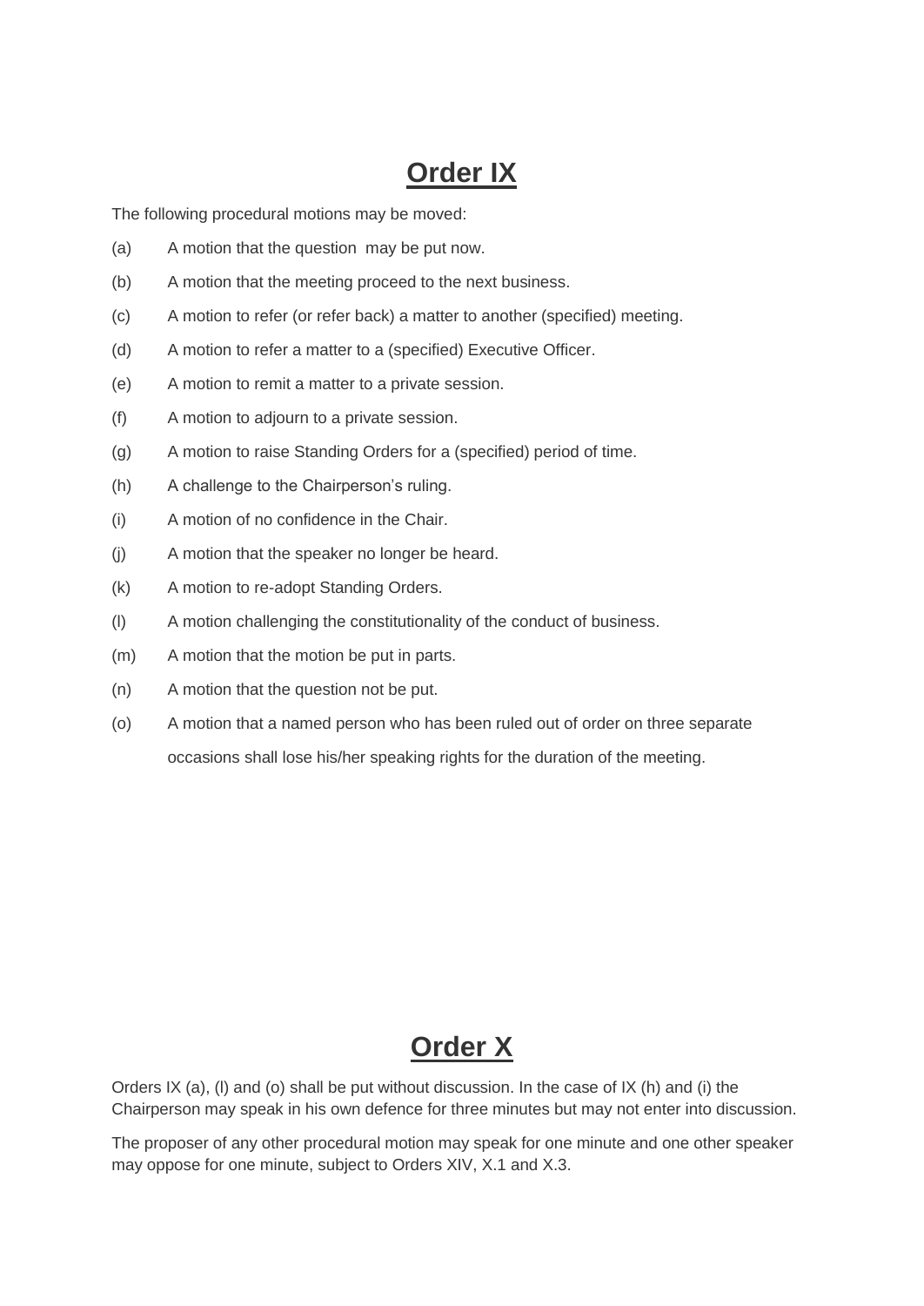# **Order IX**

The following procedural motions may be moved:

(a) A motion that the question may be put now.

(b) A motion that the meeting proceed to the next business.

(c) A motion to refer (or refer back) a matter to another (specified) meeting.

(d) A motion to refer a matter to a (specified) Executive Officer.

(e) A motion to remit a matter to a private session.

(f) A motion to adjourn to a private session.

(g) A motion to raise Standing Orders for a (specified) period of time.

(h) A challenge to the Chairperson's ruling.

(i) A motion of no confidence in the Chair.

(j) A motion that the speaker no longer be heard.

(k) A motion to re-adopt Standing Orders.

(l) A motion challenging the constitutionality of the conduct of business.

(m) A motion that the motion be put in parts.

(n) A motion that the question not be put.

(o) A motion that a named person who has been ruled out of order on three separate occasions shall lose his/her speaking rights for the duration of the meeting.

# **Order X**

Orders IX (a), (l) and (o) shall be put without discussion. In the case of IX (h) and (i) the Chairperson may speak in his own defence for three minutes but may not enter into discussion.

The proposer of any other procedural motion may speak for one minute and one other speaker may oppose for one minute, subject to Orders XIV, X.1 and X.3.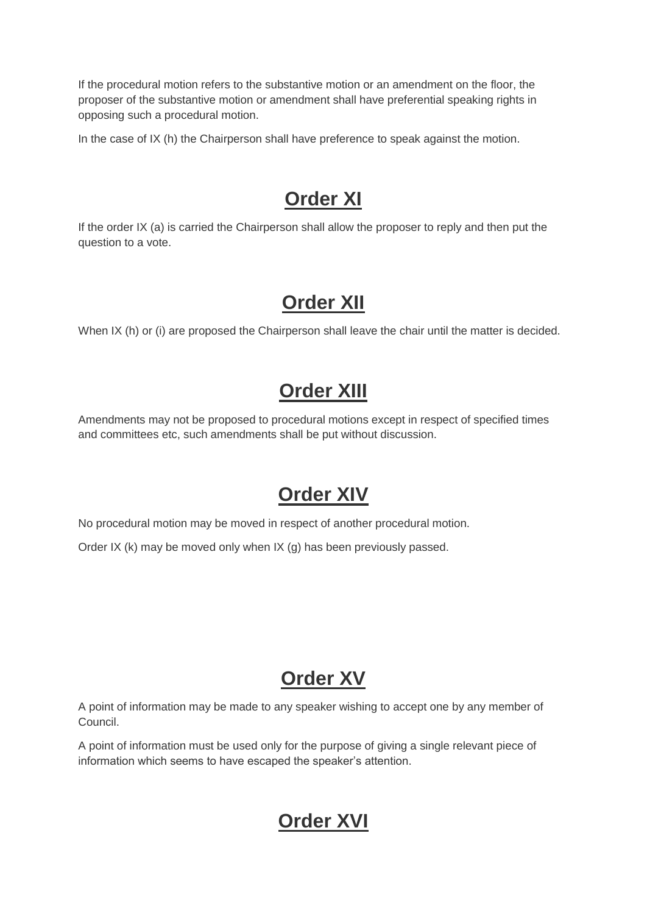If the procedural motion refers to the substantive motion or an amendment on the floor, the proposer of the substantive motion or amendment shall have preferential speaking rights in opposing such a procedural motion.

In the case of IX (h) the Chairperson shall have preference to speak against the motion.

## Order XI

If the order IX (a) is carried the Chairperson shall allow the proposer to reply and then put the question to a vote.

## Order XII

When IX (h) or (i) are proposed the Chairperson shall leave the chair until the matter is decided.

## Order XIII

Amendments may not be proposed to procedural motions except in respect of specified times and committees etc, such amendments shall be put without discussion.

## Order XIV

No procedural motion may be moved in respect of another procedural motion.

Order IX (k) may be moved only when IX (g) has been previously passed.

## Order XV

A point of information may be made to any speaker wishing to accept one by any member of Council.

A point of information must be used only for the purpose of giving a single relevant piece of information which seems to have escaped the speaker's attention.

## Order XVI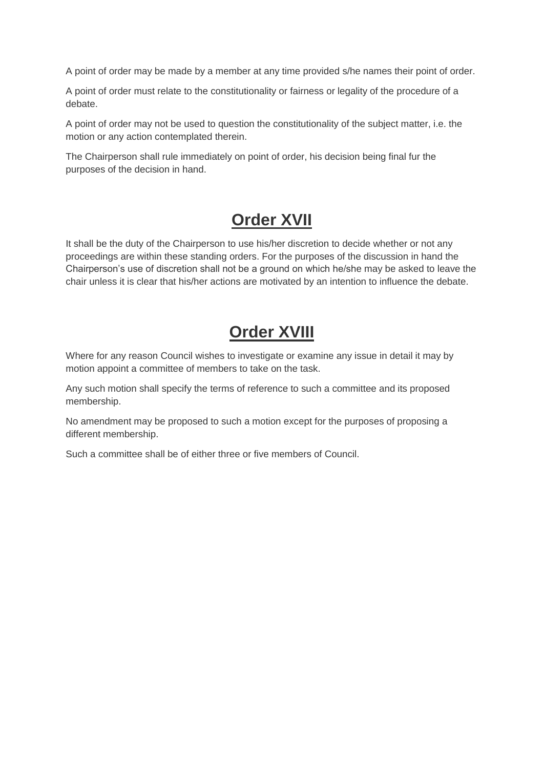A point of order may be made by a member at any time provided s/he names their point of order.

A point of order must relate to the constitutionality or fairness or legality of the procedure of a debate.

A point of order may not be used to question the constitutionality of the subject matter, i.e. the motion or any action contemplated therein.

The Chairperson shall rule immediately on point of order, his decision being final fur the purposes of the decision in hand.

## Order XVII

It shall be the duty of the Chairperson to use his/her discretion to decide whether or not any proceedings are within these standing orders. For the purposes of the discussion in hand the Chairperson's use of discretion shall not be a ground on which he/she may be asked to leave the chair unless it is clear that his/her actions are motivated by an intention to influence the debate.

## Order XVIII

Where for any reason Council wishes to investigate or examine any issue in detail it may by motion appoint a committee of members to take on the task.

Any such motion shall specify the terms of reference to such a committee and its proposed membership.

No amendment may be proposed to such a motion except for the purposes of proposing a different membership.

Such a committee shall be of either three or five members of Council.